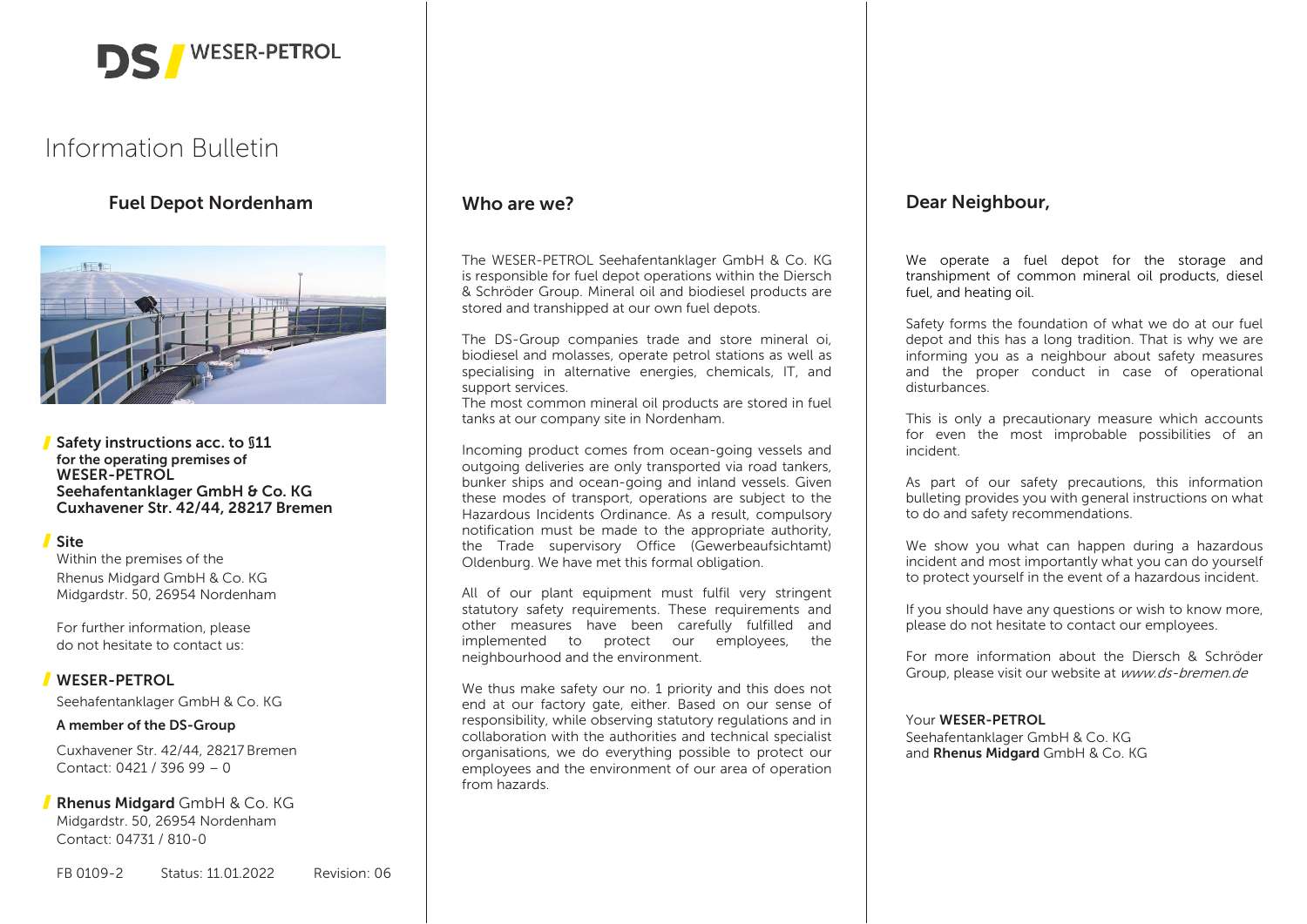DS WESER-PETROL

# Information Bulletin

## Fuel Depot Nordenham

**Safety instructions acc. to §11**
**for the operating premises of**
**WESER-PETROL**
**Seehafentanklager GmbH & Co. KG**
**Cuxhavener Str. 42/44, 28217 Bremen**

**Site**
Within the premises of the
Rhenus Midgard GmbH & Co. KG
Midgardstr. 50, 26954 Nordenham

For further information, please do not hesitate to contact us:

**WESER-PETROL**
Seehafentanklager GmbH & Co. KG
**A member of the DS-Group**
Cuxhavener Str. 42/44, 28217 Bremen
Contact: 0421 / 396 99 – 0

**Rhenus Midgard** GmbH & Co. KG
Midgardstr. 50, 26954 Nordenham
Contact: 04731 / 810-0

FB 0109-2 Status: 11.01.2022 Revision: 06

## Who are we?

The WESER-PETROL Seehafentanklager GmbH & Co. KG is responsible for fuel depot operations within the Diersch & Schröder Group. Mineral oil and biodiesel products are stored and transhipped at our own fuel depots.

The DS-Group companies trade and store mineral oi, biodiesel and molasses, operate petrol stations as well as specialising in alternative energies, chemicals, IT, and support services.
The most common mineral oil products are stored in fuel tanks at our company site in Nordenham.

Incoming product comes from ocean-going vessels and outgoing deliveries are only transported via road tankers, bunker ships and ocean-going and inland vessels. Given these modes of transport, operations are subject to the Hazardous Incidents Ordinance. As a result, compulsory notification must be made to the appropriate authority, the Trade supervisory Office (Gewerbeaufsichtamt) Oldenburg. We have met this formal obligation.

All of our plant equipment must fulfil very stringent statutory safety requirements. These requirements and other measures have been carefully fulfilled and implemented to protect our employees, the neighbourhood and the environment.

We thus make safety our no. 1 priority and this does not end at our factory gate, either. Based on our sense of responsibility, while observing statutory regulations and in collaboration with the authorities and technical specialist organisations, we do everything possible to protect our employees and the environment of our area of operation from hazards.

## Dear Neighbour,

We operate a fuel depot for the storage and transhipment of common mineral oil products, diesel fuel, and heating oil.

Safety forms the foundation of what we do at our fuel depot and this has a long tradition. That is why we are informing you as a neighbour about safety measures and the proper conduct in case of operational disturbances.

This is only a precautionary measure which accounts for even the most improbable possibilities of an incident.

As part of our safety precautions, this information bulleting provides you with general instructions on what to do and safety recommendations.

We show you what can happen during a hazardous incident and most importantly what you can do yourself to protect yourself in the event of a hazardous incident.

If you should have any questions or wish to know more, please do not hesitate to contact our employees.

For more information about the Diersch & Schröder Group, please visit our website at *www.ds-bremen.de*

Your **WESER-PETROL**
Seehafentanklager GmbH & Co. KG
and **Rhenus Midgard** GmbH & Co. KG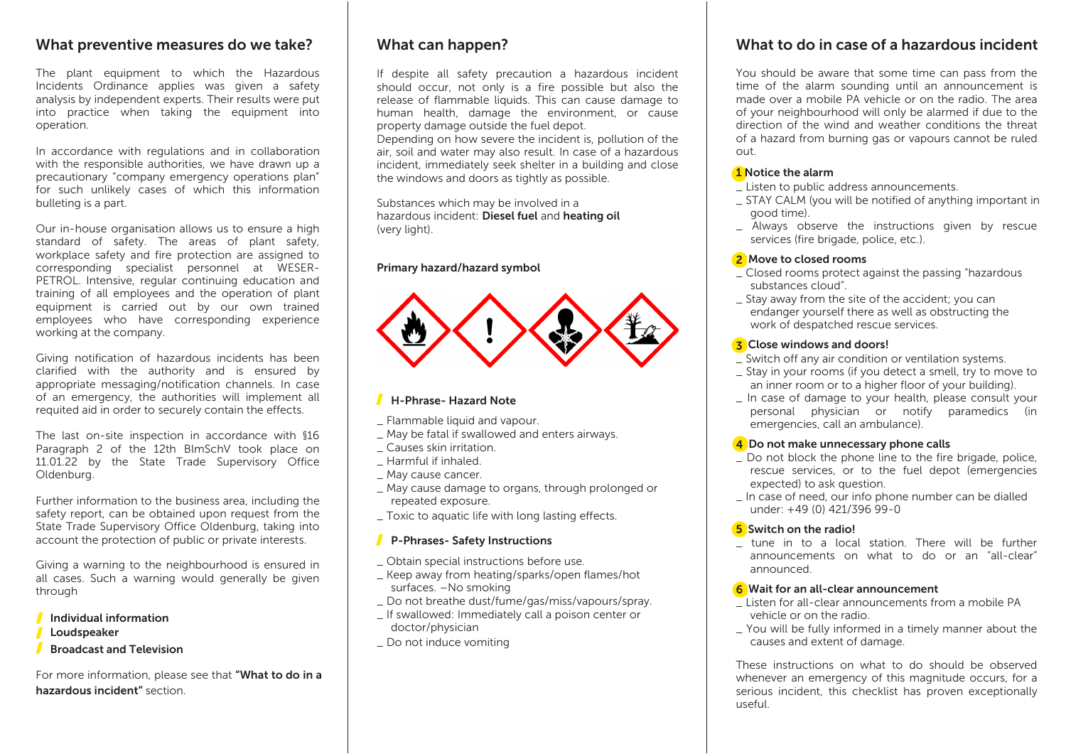## What preventive measures do we take?

The plant equipment to which the Hazardous Incidents Ordinance applies was given a safety analysis by independent experts. Their results were put into practice when taking the equipment into operation.

In accordance with regulations and in collaboration with the responsible authorities, we have drawn up a precautionary "company emergency operations plan" for such unlikely cases of which this information bulleting is a part.

Our in-house organisation allows us to ensure a high standard of safety. The areas of plant safety, workplace safety and fire protection are assigned to corresponding specialist personnel at WESER-PETROL. Intensive, regular continuing education and training of all employees and the operation of plant equipment is carried out by our own trained employees who have corresponding experience working at the company.

Giving notification of hazardous incidents has been clarified with the authority and is ensured by appropriate messaging/notification channels. In case of an emergency, the authorities will implement all requited aid in order to securely contain the effects.

The last on-site inspection in accordance with §16 Paragraph 2 of the 12th BImSchV took place on 11.01.22 by the State Trade Supervisory Office Oldenburg.

Further information to the business area, including the safety report, can be obtained upon request from the State Trade Supervisory Office Oldenburg, taking into account the protection of public or private interests.

Giving a warning to the neighbourhood is ensured in all cases. Such a warning would generally be given through

- **Individual information**
- **Loudspeaker**
- **Broadcast and Television**

For more information, please see that **"What to do in a hazardous incident"** section.

## What can happen?

If despite all safety precaution a hazardous incident should occur, not only is a fire possible but also the release of flammable liquids. This can cause damage to human health, damage the environment, or cause property damage outside the fuel depot.
Depending on how severe the incident is, pollution of the air, soil and water may also result. In case of a hazardous incident, immediately seek shelter in a building and close the windows and doors as tightly as possible.

Substances which may be involved in a hazardous incident: **Diesel fuel** and **heating oil** (very light).

**Primary hazard/hazard symbol**

### H-Phrase- Hazard Note

_ Flammable liquid and vapour.
_ May be fatal if swallowed and enters airways.
_ Causes skin irritation.
_ Harmful if inhaled.
_ May cause cancer.
_ May cause damage to organs, through prolonged or repeated exposure.
_ Toxic to aquatic life with long lasting effects.

### P-Phrases- Safety Instructions

_ Obtain special instructions before use.
_ Keep away from heating/sparks/open flames/hot surfaces. –No smoking
_ Do not breathe dust/fume/gas/miss/vapours/spray.
_ If swallowed: Immediately call a poison center or doctor/physician
_ Do not induce vomiting

## What to do in case of a hazardous incident

You should be aware that some time can pass from the time of the alarm sounding until an announcement is made over a mobile PA vehicle or on the radio. The area of your neighbourhood will only be alarmed if due to the direction of the wind and weather conditions the threat of a hazard from burning gas or vapours cannot be ruled out.

### 1 Notice the alarm

_ Listen to public address announcements.
_ STAY CALM (you will be notified of anything important in good time).
_ Always observe the instructions given by rescue services (fire brigade, police, etc.).

### 2 Move to closed rooms

_ Closed rooms protect against the passing "hazardous substances cloud".
_ Stay away from the site of the accident; you can endanger yourself there as well as obstructing the work of despatched rescue services.

### 3 Close windows and doors!

_ Switch off any air condition or ventilation systems.
_ Stay in your rooms (if you detect a smell, try to move to an inner room or to a higher floor of your building).
_ In case of damage to your health, please consult your personal physician or notify paramedics (in emergencies, call an ambulance).

### 4 Do not make unnecessary phone calls

_ Do not block the phone line to the fire brigade, police, rescue services, or to the fuel depot (emergencies expected) to ask question.
_ In case of need, our info phone number can be dialled under: +49 (0) 421/396 99-0

### 5 Switch on the radio!

_ tune in to a local station. There will be further announcements on what to do or an "all-clear" announced.

### 6 Wait for an all-clear announcement

_ Listen for all-clear announcements from a mobile PA vehicle or on the radio.
_ You will be fully informed in a timely manner about the causes and extent of damage.

These instructions on what to do should be observed whenever an emergency of this magnitude occurs, for a serious incident, this checklist has proven exceptionally useful.